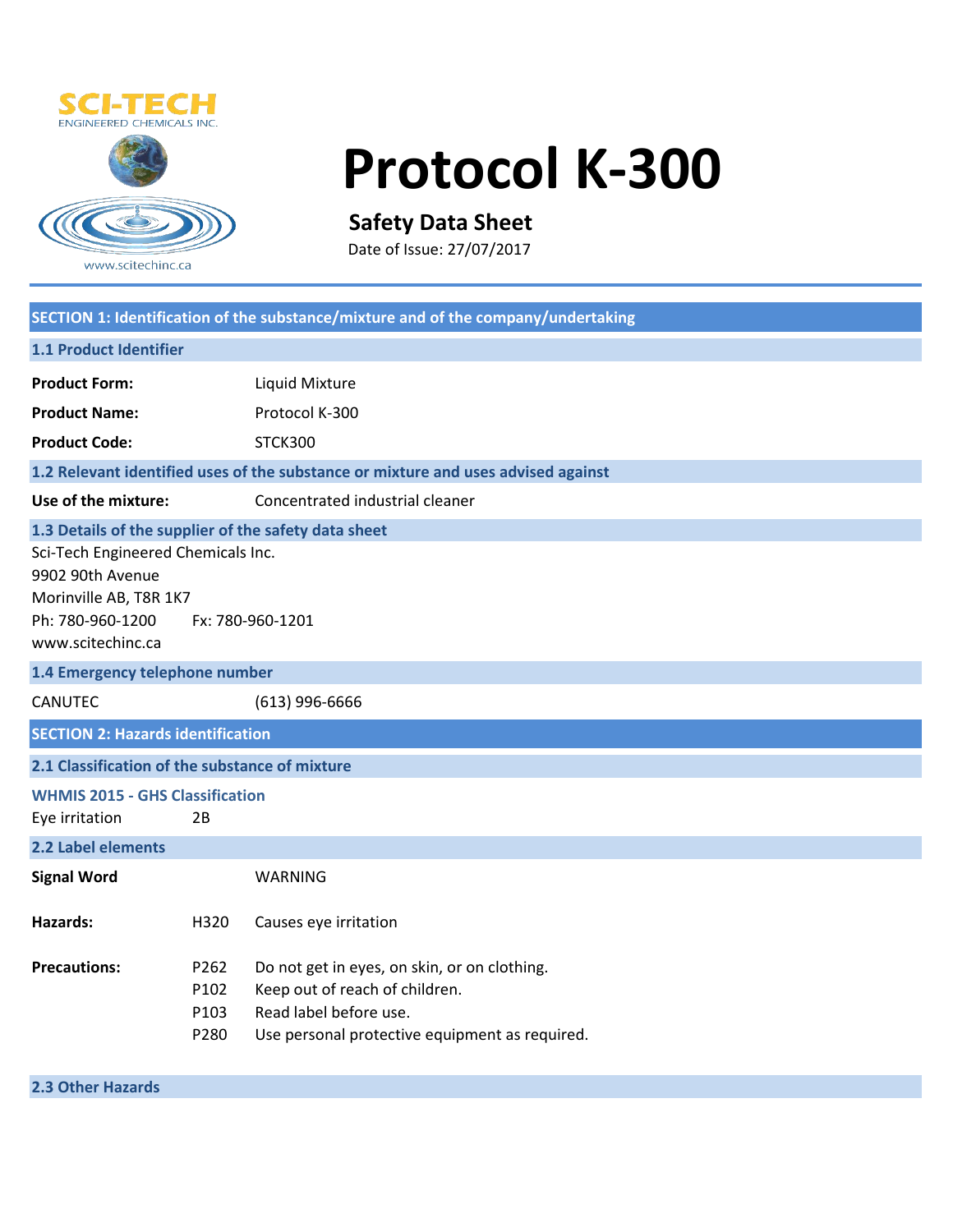SCI-TECH
ENGINEERED CHEMICALS INC.

www.scitechinc.ca

# Protocol K-300

**Safety Data Sheet**

Date of Issue: 27/07/2017

## SECTION 1: Identification of the substance/mixture and of the company/undertaking

### 1.1 Product Identifier

| | |
|---|---|
| **Product Form:** | Liquid Mixture |
| **Product Name:** | Protocol K-300 |
| **Product Code:** | STCK300 |

### 1.2 Relevant identified uses of the substance or mixture and uses advised against

**Use of the mixture:** Concentrated industrial cleaner

### 1.3 Details of the supplier of the safety data sheet

Sci-Tech Engineered Chemicals Inc.
9902 90th Avenue
Morinville AB, T8R 1K7
Ph: 780-960-1200 Fx: 780-960-1201
www.scitechinc.ca

### 1.4 Emergency telephone number

CANUTEC (613) 996-6666

## SECTION 2: Hazards identification

### 2.1 Classification of the substance of mixture

**WHMIS 2015 - GHS Classification**

Eye irritation 2B

### 2.2 Label elements

**Signal Word** WARNING

| | | |
|---|---|---|
| **Hazards:** | H320 | Causes eye irritation |
| **Precautions:** | P262 | Do not get in eyes, on skin, or on clothing. |
| | P102 | Keep out of reach of children. |
| | P103 | Read label before use. |
| | P280 | Use personal protective equipment as required. |

### 2.3 Other Hazards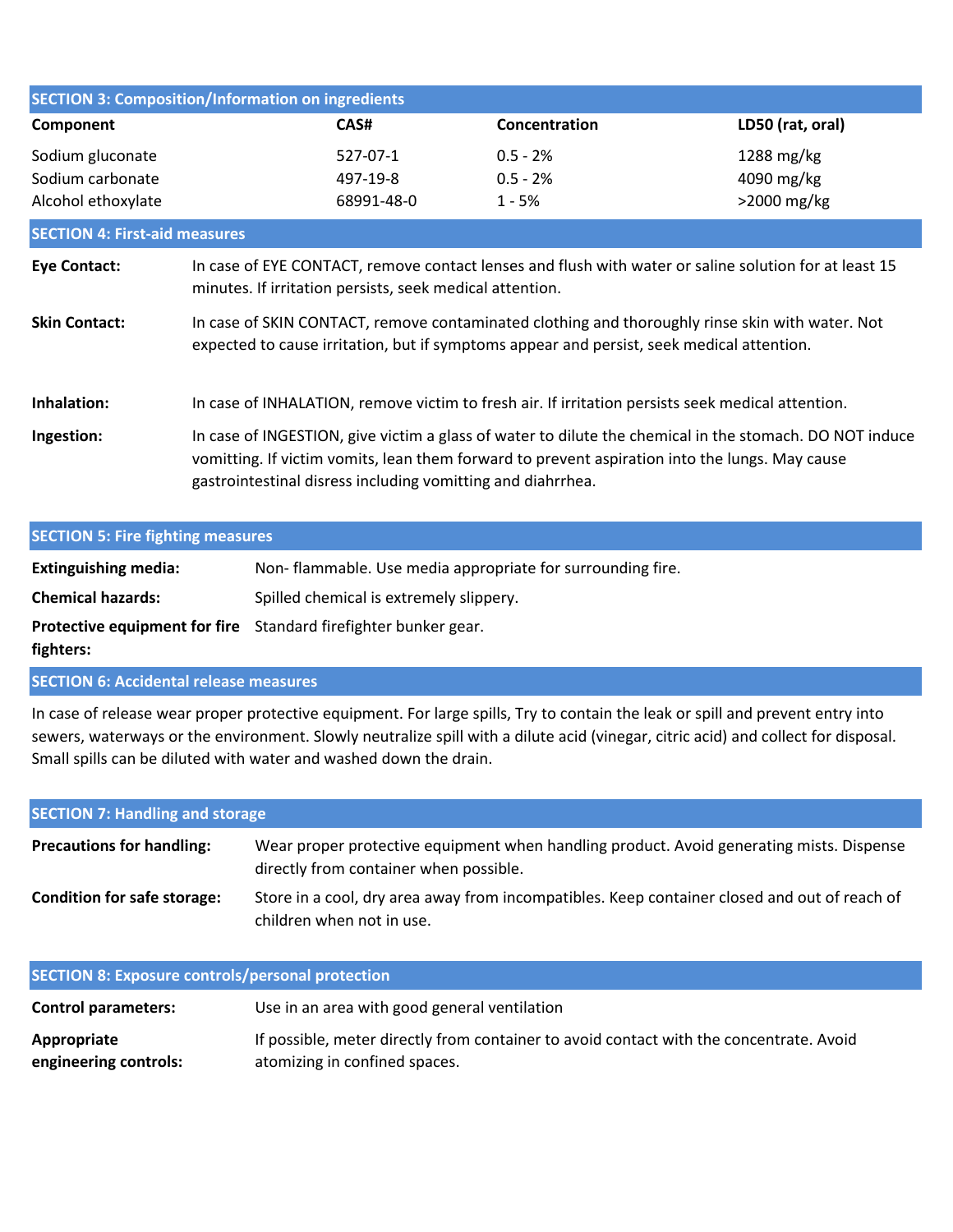## SECTION 3: Composition/Information on ingredients

| Component | CAS# | Concentration | LD50 (rat, oral) |
|---|---|---|---|
| Sodium gluconate | 527-07-1 | 0.5 - 2% | 1288 mg/kg |
| Sodium carbonate | 497-19-8 | 0.5 - 2% | 4090 mg/kg |
| Alcohol ethoxylate | 68991-48-0 | 1 - 5% | >2000 mg/kg |

## SECTION 4: First-aid measures

**Eye Contact:** In case of EYE CONTACT, remove contact lenses and flush with water or saline solution for at least 15 minutes. If irritation persists, seek medical attention.

**Skin Contact:** In case of SKIN CONTACT, remove contaminated clothing and thoroughly rinse skin with water. Not expected to cause irritation, but if symptoms appear and persist, seek medical attention.

**Inhalation:** In case of INHALATION, remove victim to fresh air. If irritation persists seek medical attention.

**Ingestion:** In case of INGESTION, give victim a glass of water to dilute the chemical in the stomach. DO NOT induce vomitting. If victim vomits, lean them forward to prevent aspiration into the lungs. May cause gastrointestinal disress including vomitting and diahrrhea.

## SECTION 5: Fire fighting measures

**Extinguishing media:** Non- flammable. Use media appropriate for surrounding fire.

**Chemical hazards:** Spilled chemical is extremely slippery.

**Protective equipment for fire fighters:** Standard firefighter bunker gear.

## SECTION 6: Accidental release measures

In case of release wear proper protective equipment. For large spills, Try to contain the leak or spill and prevent entry into sewers, waterways or the environment. Slowly neutralize spill with a dilute acid (vinegar, citric acid) and collect for disposal. Small spills can be diluted with water and washed down the drain.

## SECTION 7: Handling and storage

**Precautions for handling:** Wear proper protective equipment when handling product. Avoid generating mists. Dispense directly from container when possible.

**Condition for safe storage:** Store in a cool, dry area away from incompatibles. Keep container closed and out of reach of children when not in use.

## SECTION 8: Exposure controls/personal protection

**Control parameters:** Use in an area with good general ventilation

**Appropriate engineering controls:** If possible, meter directly from container to avoid contact with the concentrate. Avoid atomizing in confined spaces.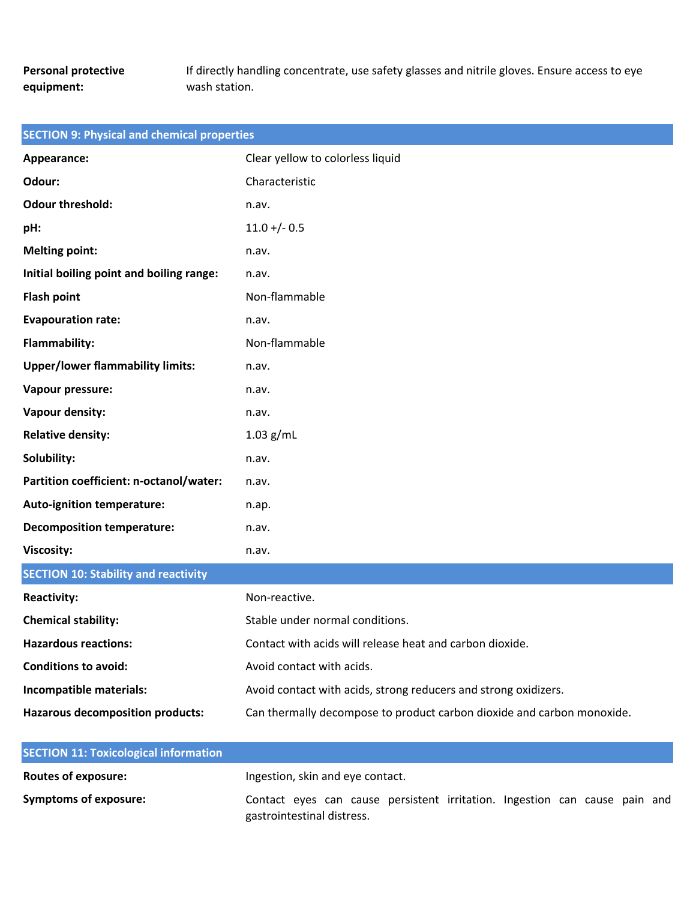| | |
|---|---|
| **Personal protective equipment:** | If directly handling concentrate, use safety glasses and nitrile gloves. Ensure access to eye wash station. |

## SECTION 9: Physical and chemical properties

| | |
|---|---|
| **Appearance:** | Clear yellow to colorless liquid |
| **Odour:** | Characteristic |
| **Odour threshold:** | n.av. |
| **pH:** | 11.0 +/- 0.5 |
| **Melting point:** | n.av. |
| **Initial boiling point and boiling range:** | n.av. |
| **Flash point** | Non-flammable |
| **Evapouration rate:** | n.av. |
| **Flammability:** | Non-flammable |
| **Upper/lower flammability limits:** | n.av. |
| **Vapour pressure:** | n.av. |
| **Vapour density:** | n.av. |
| **Relative density:** | 1.03 g/mL |
| **Solubility:** | n.av. |
| **Partition coefficient: n-octanol/water:** | n.av. |
| **Auto-ignition temperature:** | n.ap. |
| **Decomposition temperature:** | n.av. |
| **Viscosity:** | n.av. |

## SECTION 10: Stability and reactivity

| | |
|---|---|
| **Reactivity:** | Non-reactive. |
| **Chemical stability:** | Stable under normal conditions. |
| **Hazardous reactions:** | Contact with acids will release heat and carbon dioxide. |
| **Conditions to avoid:** | Avoid contact with acids. |
| **Incompatible materials:** | Avoid contact with acids, strong reducers and strong oxidizers. |
| **Hazarous decomposition products:** | Can thermally decompose to product carbon dioxide and carbon monoxide. |

## SECTION 11: Toxicological information

| | |
|---|---|
| **Routes of exposure:** | Ingestion, skin and eye contact. |
| **Symptoms of exposure:** | Contact eyes can cause persistent irritation. Ingestion can cause pain and gastrointestinal distress. |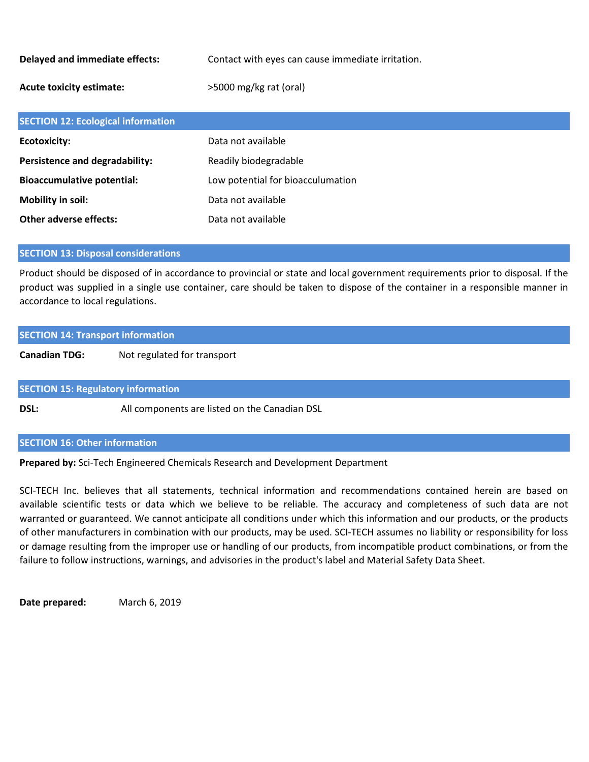| | |
|---|---|
| **Delayed and immediate effects:** | Contact with eyes can cause immediate irritation. |
| **Acute toxicity estimate:** | >5000 mg/kg rat (oral) |

## SECTION 12: Ecological information

| | |
|---|---|
| **Ecotoxicity:** | Data not available |
| **Persistence and degradability:** | Readily biodegradable |
| **Bioaccumulative potential:** | Low potential for bioacculumation |
| **Mobility in soil:** | Data not available |
| **Other adverse effects:** | Data not available |

## SECTION 13: Disposal considerations

Product should be disposed of in accordance to provincial or state and local government requirements prior to disposal. If the product was supplied in a single use container, care should be taken to dispose of the container in a responsible manner in accordance to local regulations.

## SECTION 14: Transport information

**Canadian TDG:** Not regulated for transport

## SECTION 15: Regulatory information

**DSL:** All components are listed on the Canadian DSL

## SECTION 16: Other information

**Prepared by:** Sci-Tech Engineered Chemicals Research and Development Department

SCI-TECH Inc. believes that all statements, technical information and recommendations contained herein are based on available scientific tests or data which we believe to be reliable. The accuracy and completeness of such data are not warranted or guaranteed. We cannot anticipate all conditions under which this information and our products, or the products of other manufacturers in combination with our products, may be used. SCI-TECH assumes no liability or responsibility for loss or damage resulting from the improper use or handling of our products, from incompatible product combinations, or from the failure to follow instructions, warnings, and advisories in the product's label and Material Safety Data Sheet.

**Date prepared:** March 6, 2019